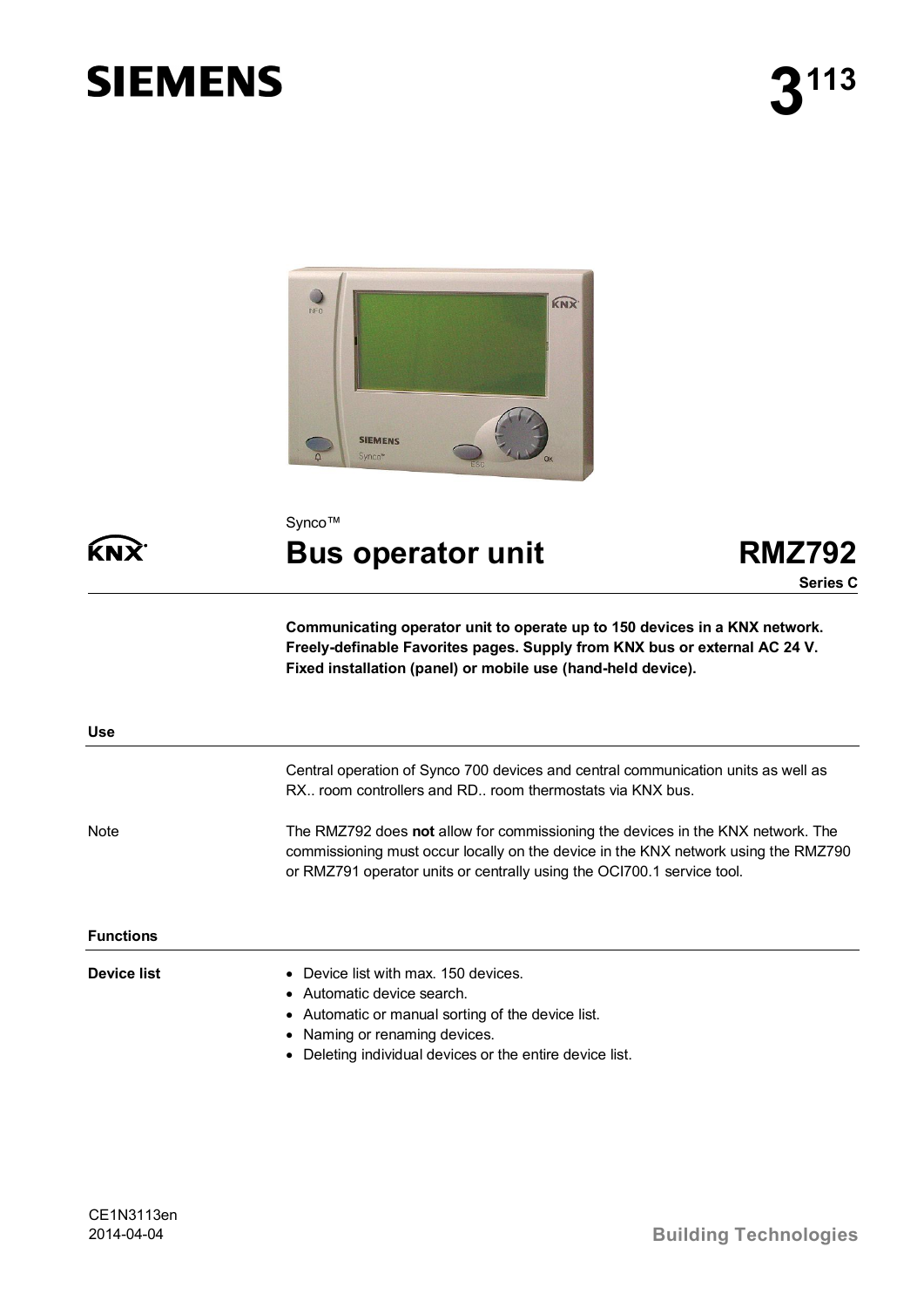# SIEMENS

**3**[113]

Synco™

# Bus operator unit RMZ792

**Series C**

**Communicating operator unit to operate up to 150 devices in a KNX network. Freely-definable Favorites pages. Supply from KNX bus or external AC 24 V. Fixed installation (panel) or mobile use (hand-held device).**

## Use

Central operation of Synco 700 devices and central communication units as well as RX.. room controllers and RD.. room thermostats via KNX bus.

Note

The RMZ792 does **not** allow for commissioning the devices in the KNX network. The commissioning must occur locally on the device in the KNX network using the RMZ790 or RMZ791 operator units or centrally using the OCI700.1 service tool.

## Functions

**Device list**

- Device list with max. 150 devices.
- Automatic device search.
- Automatic or manual sorting of the device list.
- Naming or renaming devices.
- Deleting individual devices or the entire device list.

CE1N3113en
2014-04-04

Building Technologies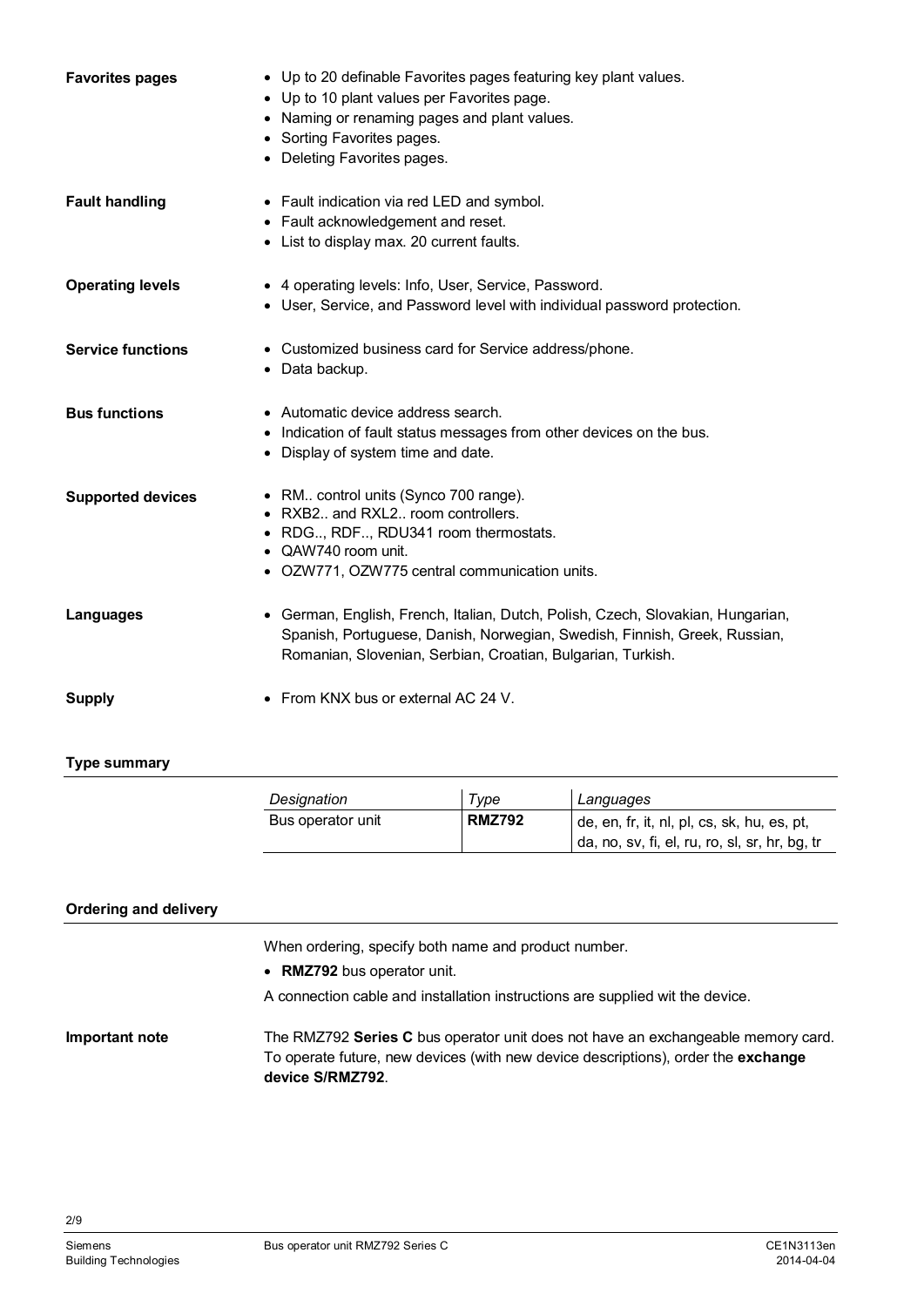**Favorites pages**

- Up to 20 definable Favorites pages featuring key plant values.
- Up to 10 plant values per Favorites page.
- Naming or renaming pages and plant values.
- Sorting Favorites pages.
- Deleting Favorites pages.

**Fault handling**

- Fault indication via red LED and symbol.
- Fault acknowledgement and reset.
- List to display max. 20 current faults.

**Operating levels**

- 4 operating levels: Info, User, Service, Password.
- User, Service, and Password level with individual password protection.

**Service functions**

- Customized business card for Service address/phone.
- Data backup.

**Bus functions**

- Automatic device address search.
- Indication of fault status messages from other devices on the bus.
- Display of system time and date.

**Supported devices**

- RM.. control units (Synco 700 range).
- RXB2.. and RXL2.. room controllers.
- RDG.., RDF.., RDU341 room thermostats.
- QAW740 room unit.
- OZW771, OZW775 central communication units.

**Languages**

- German, English, French, Italian, Dutch, Polish, Czech, Slovakian, Hungarian, Spanish, Portuguese, Danish, Norwegian, Swedish, Finnish, Greek, Russian, Romanian, Slovenian, Serbian, Croatian, Bulgarian, Turkish.

**Supply**

- From KNX bus or external AC 24 V.

## Type summary

| *Designation* | *Type* | *Languages* |
|---|---|---|
| Bus operator unit | **RMZ792** | de, en, fr, it, nl, pl, cs, sk, hu, es, pt, da, no, sv, fi, el, ru, ro, sl, sr, hr, bg, tr |

## Ordering and delivery

When ordering, specify both name and product number.

- **RMZ792** bus operator unit.

A connection cable and installation instructions are supplied wit the device.

**Important note**

The RMZ792 **Series C** bus operator unit does not have an exchangeable memory card. To operate future, new devices (with new device descriptions), order the **exchange device S/RMZ792**.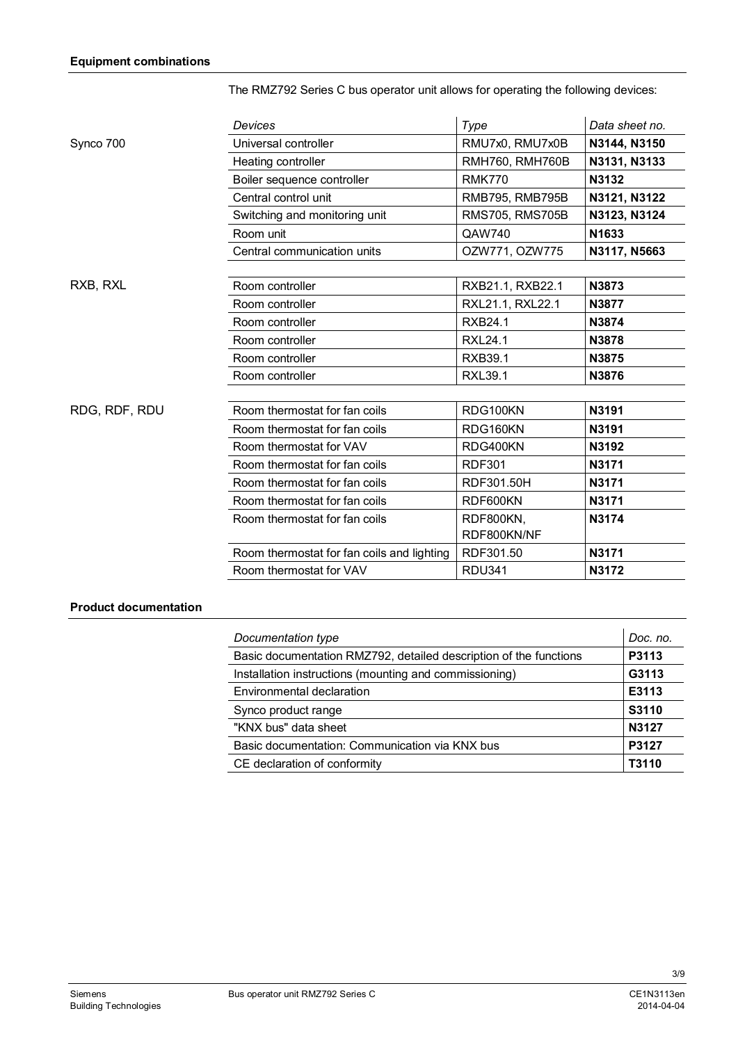## Equipment combinations

The RMZ792 Series C bus operator unit allows for operating the following devices:

| | *Devices* | *Type* | *Data sheet no.* |
|---|---|---|---|
| Synco 700 | Universal controller | RMU7x0, RMU7x0B | **N3144, N3150** |
| | Heating controller | RMH760, RMH760B | **N3131, N3133** |
| | Boiler sequence controller | RMK770 | **N3132** |
| | Central control unit | RMB795, RMB795B | **N3121, N3122** |
| | Switching and monitoring unit | RMS705, RMS705B | **N3123, N3124** |
| | Room unit | QAW740 | **N1633** |
| | Central communication units | OZW771, OZW775 | **N3117, N5663** |
| RXB, RXL | Room controller | RXB21.1, RXB22.1 | **N3873** |
| | Room controller | RXL21.1, RXL22.1 | **N3877** |
| | Room controller | RXB24.1 | **N3874** |
| | Room controller | RXL24.1 | **N3878** |
| | Room controller | RXB39.1 | **N3875** |
| | Room controller | RXL39.1 | **N3876** |
| RDG, RDF, RDU | Room thermostat for fan coils | RDG100KN | **N3191** |
| | Room thermostat for fan coils | RDG160KN | **N3191** |
| | Room thermostat for VAV | RDG400KN | **N3192** |
| | Room thermostat for fan coils | RDF301 | **N3171** |
| | Room thermostat for fan coils | RDF301.50H | **N3171** |
| | Room thermostat for fan coils | RDF600KN | **N3171** |
| | Room thermostat for fan coils | RDF800KN, RDF800KN/NF | **N3174** |
| | Room thermostat for fan coils and lighting | RDF301.50 | **N3171** |
| | Room thermostat for VAV | RDU341 | **N3172** |

## Product documentation

| *Documentation type* | *Doc. no.* |
|---|---|
| Basic documentation RMZ792, detailed description of the functions | **P3113** |
| Installation instructions (mounting and commissioning) | **G3113** |
| Environmental declaration | **E3113** |
| Synco product range | **S3110** |
| "KNX bus" data sheet | **N3127** |
| Basic documentation: Communication via KNX bus | **P3127** |
| CE declaration of conformity | **T3110** |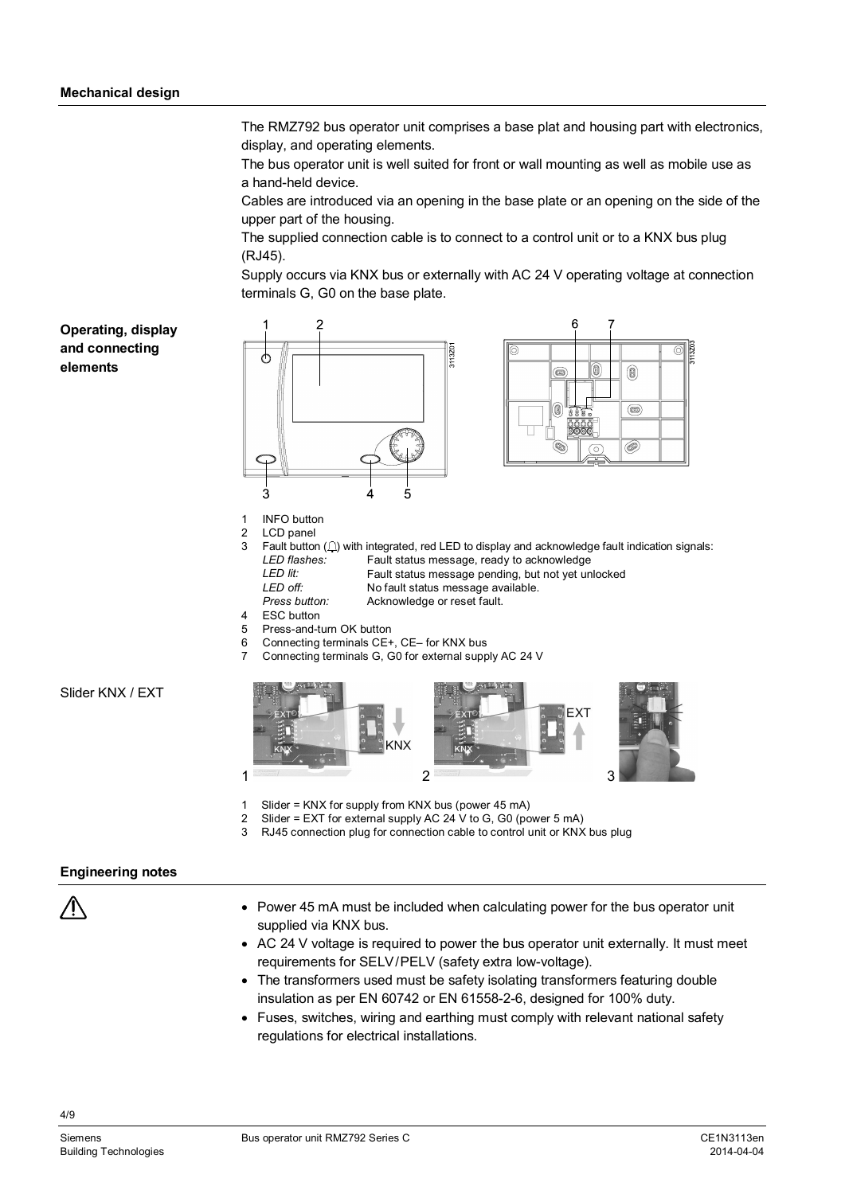## Mechanical design

The RMZ792 bus operator unit comprises a base plat and housing part with electronics, display, and operating elements.

The bus operator unit is well suited for front or wall mounting as well as mobile use as a hand-held device.

Cables are introduced via an opening in the base plate or an opening on the side of the upper part of the housing.

The supplied connection cable is to connect to a control unit or to a KNX bus plug (RJ45).

Supply occurs via KNX bus or externally with AC 24 V operating voltage at connection terminals G, G0 on the base plate.

## Operating, display and connecting elements

1 INFO button
2 LCD panel
3 Fault button (🔔) with integrated, red LED to display and acknowledge fault indication signals:

| | |
|---|---|
| *LED flashes:* | Fault status message, ready to acknowledge |
| *LED lit:* | Fault status message pending, but not yet unlocked |
| *LED off:* | No fault status message available. |
| *Press button:* | Acknowledge or reset fault. |

4 ESC button
5 Press-and-turn OK button
6 Connecting terminals CE+, CE– for KNX bus
7 Connecting terminals G, G0 for external supply AC 24 V

Slider KNX / EXT

1 Slider = KNX for supply from KNX bus (power 45 mA)
2 Slider = EXT for external supply AC 24 V to G, G0 (power 5 mA)
3 RJ45 connection plug for connection cable to control unit or KNX bus plug

## Engineering notes

- Power 45 mA must be included when calculating power for the bus operator unit supplied via KNX bus.
- AC 24 V voltage is required to power the bus operator unit externally. It must meet requirements for SELV/PELV (safety extra low-voltage).
- The transformers used must be safety isolating transformers featuring double insulation as per EN 60742 or EN 61558-2-6, designed for 100% duty.
- Fuses, switches, wiring and earthing must comply with relevant national safety regulations for electrical installations.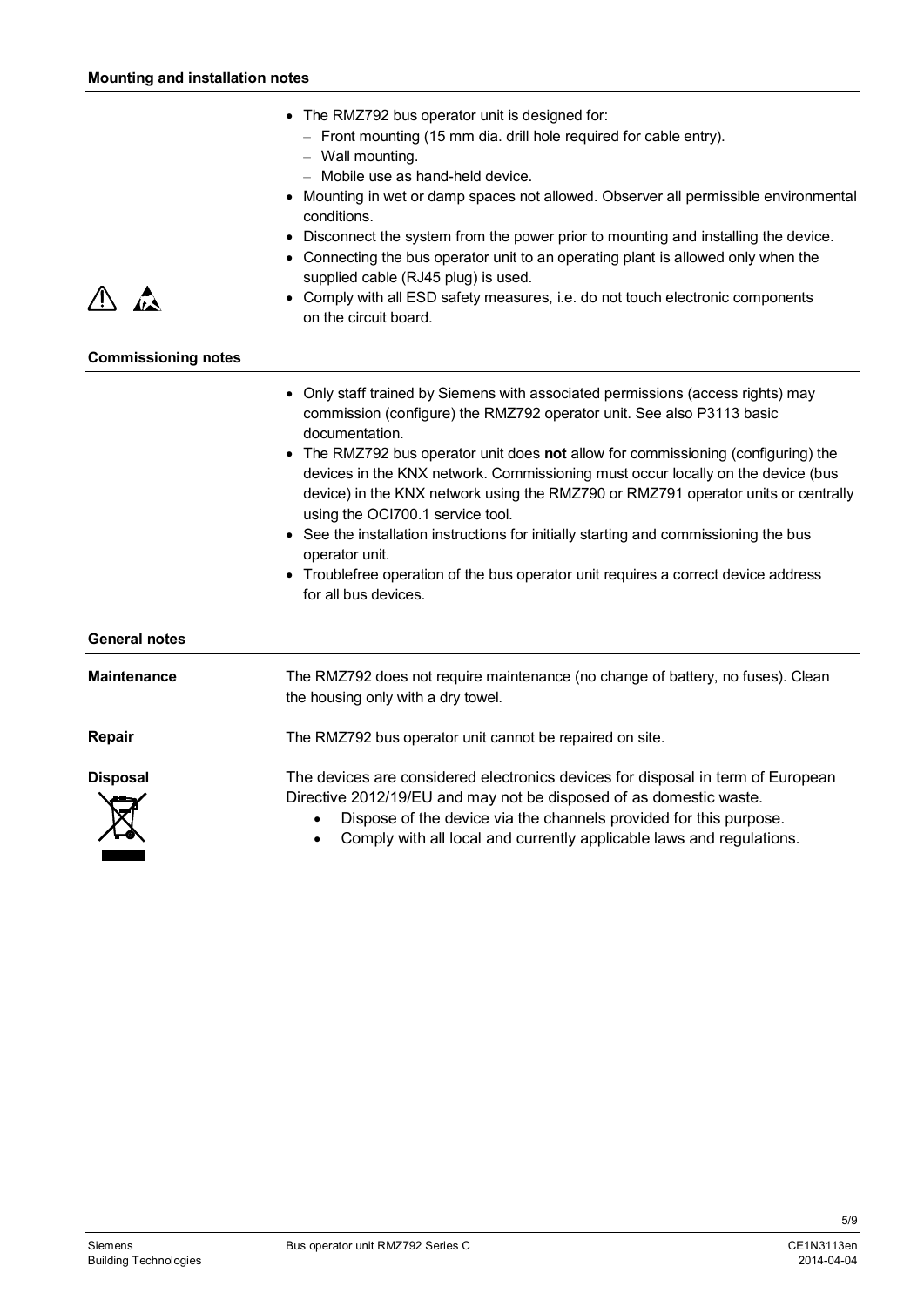## Mounting and installation notes

- The RMZ792 bus operator unit is designed for:
  - Front mounting (15 mm dia. drill hole required for cable entry).
  - Wall mounting.
  - Mobile use as hand-held device.
- Mounting in wet or damp spaces not allowed. Observer all permissible environmental conditions.
- Disconnect the system from the power prior to mounting and installing the device.
- Connecting the bus operator unit to an operating plant is allowed only when the supplied cable (RJ45 plug) is used.
- Comply with all ESD safety measures, i.e. do not touch electronic components on the circuit board.

## Commissioning notes

- Only staff trained by Siemens with associated permissions (access rights) may commission (configure) the RMZ792 operator unit. See also P3113 basic documentation.
- The RMZ792 bus operator unit does **not** allow for commissioning (configuring) the devices in the KNX network. Commissioning must occur locally on the device (bus device) in the KNX network using the RMZ790 or RMZ791 operator units or centrally using the OCI700.1 service tool.
- See the installation instructions for initially starting and commissioning the bus operator unit.
- Troublefree operation of the bus operator unit requires a correct device address for all bus devices.

## General notes

**Maintenance**

The RMZ792 does not require maintenance (no change of battery, no fuses). Clean the housing only with a dry towel.

**Repair**

The RMZ792 bus operator unit cannot be repaired on site.

**Disposal**

The devices are considered electronics devices for disposal in term of European Directive 2012/19/EU and may not be disposed of as domestic waste.

- Dispose of the device via the channels provided for this purpose.
- Comply with all local and currently applicable laws and regulations.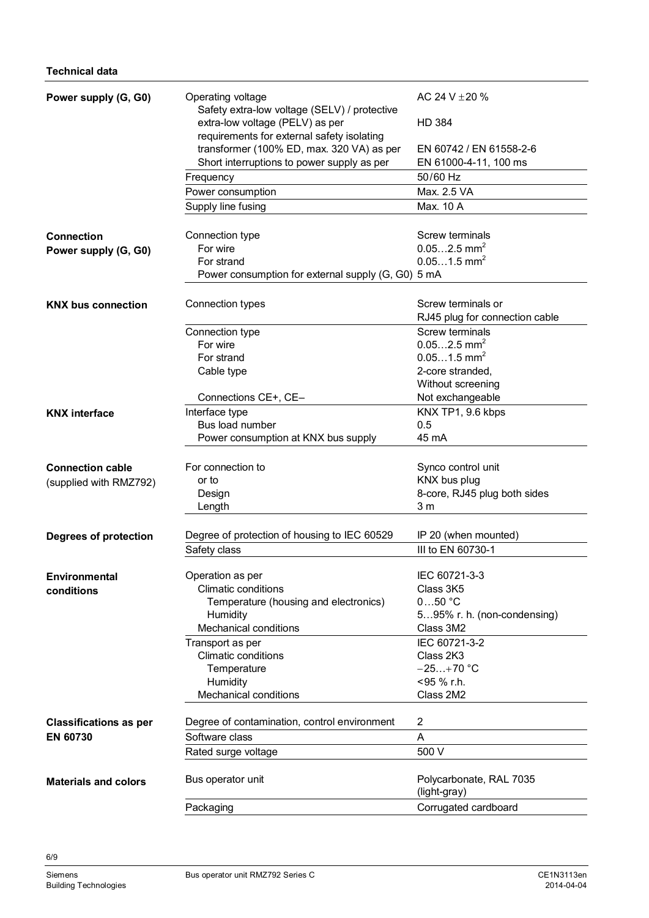**Technical data**

| | | |
|---|---|---|
| **Power supply (G, G0)** | Operating voltage | AC 24 V ±20 % |
| | Safety extra-low voltage (SELV) / protective extra-low voltage (PELV) as per | HD 384 |
| | requirements for external safety isolating transformer (100% ED, max. 320 VA) as per | EN 60742 / EN 61558-2-6 |
| | Short interruptions to power supply as per | EN 61000-4-11, 100 ms |
| | Frequency | 50/60 Hz |
| | Power consumption | Max. 2.5 VA |
| | Supply line fusing | Max. 10 A |
| **Connection Power supply (G, G0)** | Connection type | Screw terminals |
| | For wire | 0.05…2.5 mm$^2$ |
| | For strand | 0.05…1.5 mm$^2$ |
| | Power consumption for external supply (G, G0) | 5 mA |
| **KNX bus connection** | Connection types | Screw terminals or RJ45 plug for connection cable |
| | Connection type | Screw terminals |
| | For wire | 0.05…2.5 mm$^2$ |
| | For strand | 0.05…1.5 mm$^2$ |
| | Cable type | 2-core stranded, Without screening |
| | Connections CE+, CE– | Not exchangeable |
| **KNX interface** | Interface type | KNX TP1, 9.6 kbps |
| | Bus load number | 0.5 |
| | Power consumption at KNX bus supply | 45 mA |
| **Connection cable** (supplied with RMZ792) | For connection to | Synco control unit |
| | or to | KNX bus plug |
| | Design | 8-core, RJ45 plug both sides |
| | Length | 3 m |
| **Degrees of protection** | Degree of protection of housing to IEC 60529 | IP 20 (when mounted) |
| | Safety class | III to EN 60730-1 |
| **Environmental conditions** | Operation as per | IEC 60721-3-3 |
| | Climatic conditions | Class 3K5 |
| | Temperature (housing and electronics) | 0…50 °C |
| | Humidity | 5…95% r. h. (non-condensing) |
| | Mechanical conditions | Class 3M2 |
| | Transport as per | IEC 60721-3-2 |
| | Climatic conditions | Class 2K3 |
| | Temperature | −25…+70 °C |
| | Humidity | <95 % r.h. |
| | Mechanical conditions | Class 2M2 |
| **Classifications as per EN 60730** | Degree of contamination, control environment | 2 |
| | Software class | A |
| | Rated surge voltage | 500 V |
| **Materials and colors** | Bus operator unit | Polycarbonate, RAL 7035 (light-gray) |
| | Packaging | Corrugated cardboard |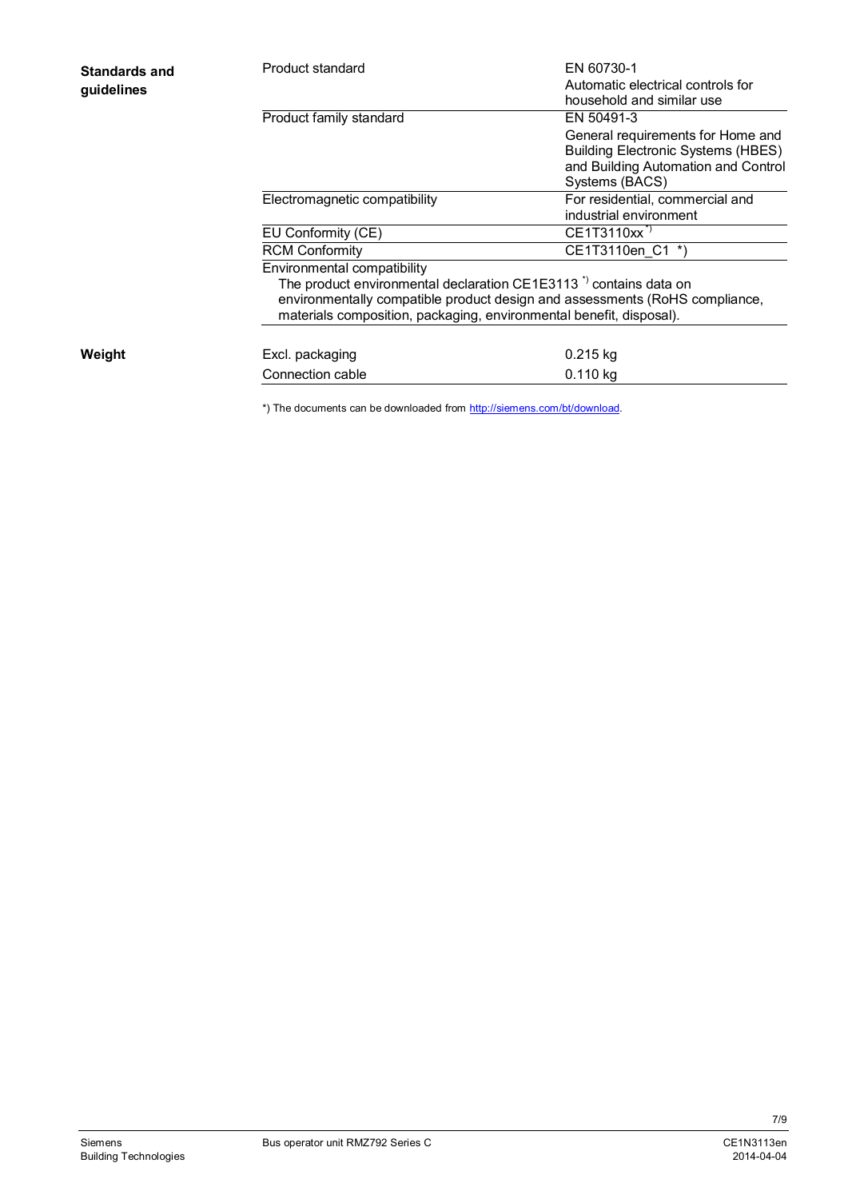**Standards and guidelines**

| | |
|---|---|
| Product standard | EN 60730-1<br>Automatic electrical controls for household and similar use |
| Product family standard | EN 50491-3<br>General requirements for Home and Building Electronic Systems (HBES) and Building Automation and Control Systems (BACS) |
| Electromagnetic compatibility | For residential, commercial and industrial environment |
| EU Conformity (CE) | CE1T3110xx *) |
| RCM Conformity | CE1T3110en_C1 *) |

Environmental compatibility
The product environmental declaration CE1E3113 *) contains data on environmentally compatible product design and assessments (RoHS compliance, materials composition, packaging, environmental benefit, disposal).

**Weight**

| | |
|---|---|
| Excl. packaging | 0.215 kg |
| Connection cable | 0.110 kg |

*) The documents can be downloaded from http://siemens.com/bt/download.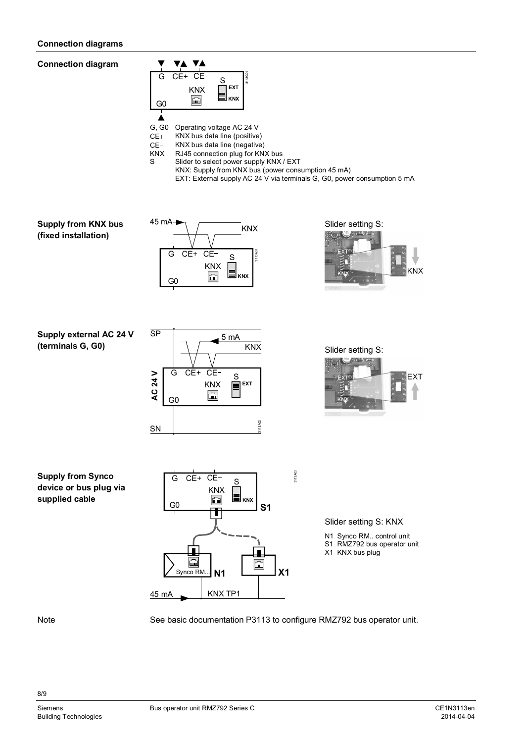## Connection diagrams

**Connection diagram**

G, G0 Operating voltage AC 24 V
CE+ KNX bus data line (positive)
CE− KNX bus data line (negative)
KNX RJ45 connection plug for KNX bus
S Slider to select power supply KNX / EXT
KNX: Supply from KNX bus (power consumption 45 mA)
EXT: External supply AC 24 V via terminals G, G0, power consumption 5 mA

**Supply from KNX bus (fixed installation)**

Slider setting S:

**Supply external AC 24 V (terminals G, G0)**

Slider setting S:

**Supply from Synco device or bus plug via supplied cable**

Slider setting S: KNX

N1 Synco RM.. control unit
S1 RMZ792 bus operator unit
X1 KNX bus plug

Note: See basic documentation P3113 to configure RMZ792 bus operator unit.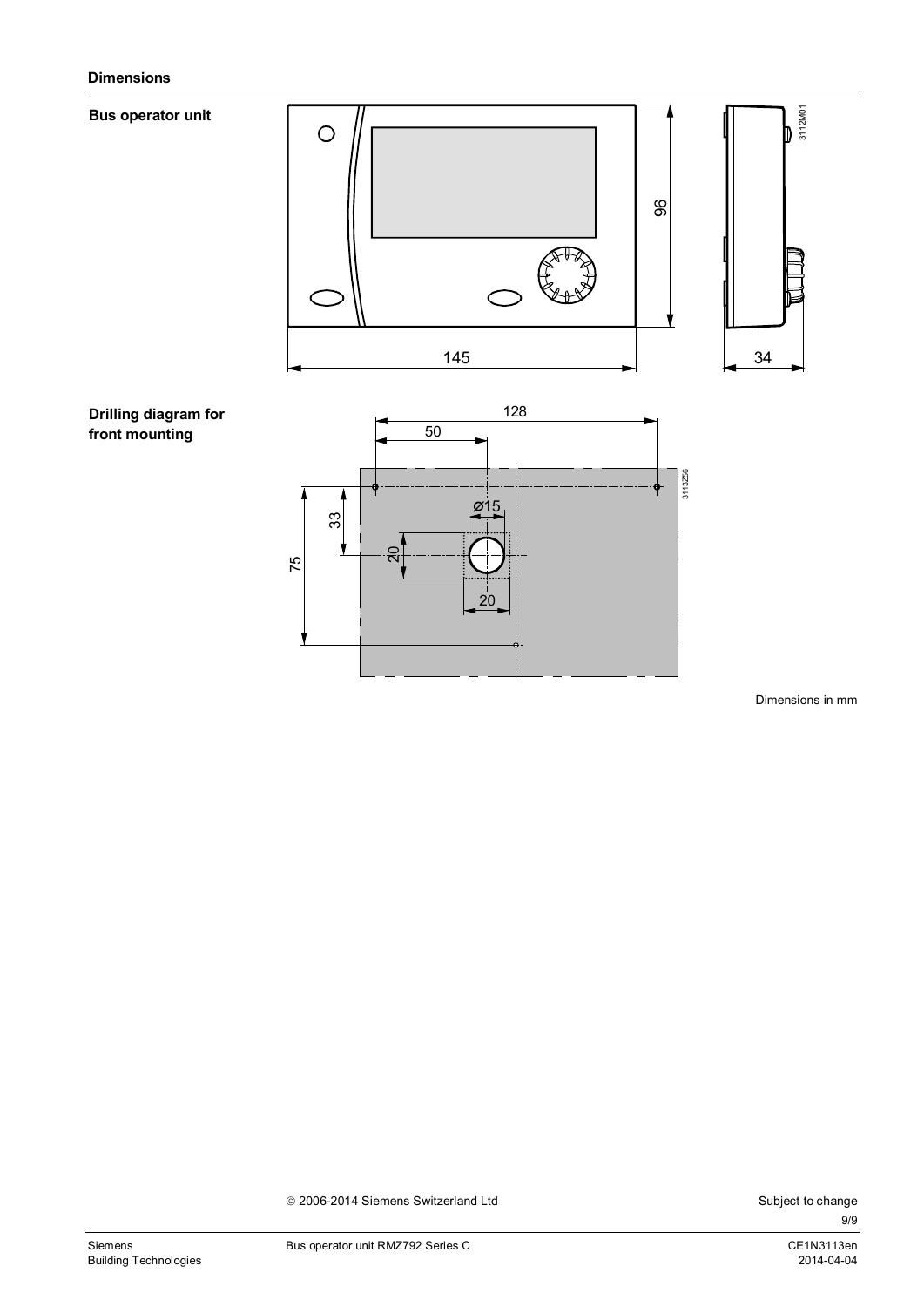## Dimensions

**Bus operator unit**

145

96

34

3112M01

**Drilling diagram for front mounting**

128

50

33

75

Ø15

20

20

3113Z56

Dimensions in mm

© 2006-2014 Siemens Switzerland Ltd

Subject to change